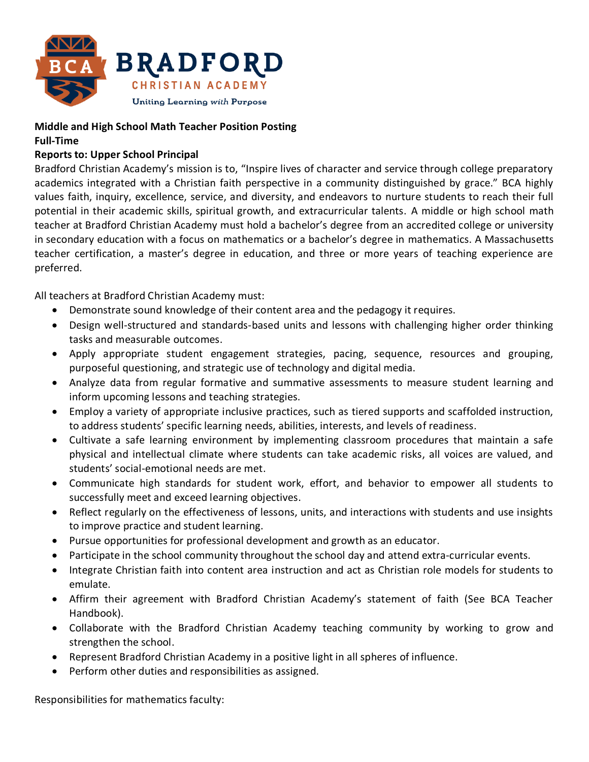**BRADFORD CHRISTIAN ACADEMY**

Uniting Learning *with* Purpose

**Middle and High School Math Teacher Position Posting**
**Full-Time**
**Reports to: Upper School Principal**

Bradford Christian Academy's mission is to, "Inspire lives of character and service through college preparatory academics integrated with a Christian faith perspective in a community distinguished by grace." BCA highly values faith, inquiry, excellence, service, and diversity, and endeavors to nurture students to reach their full potential in their academic skills, spiritual growth, and extracurricular talents. A middle or high school math teacher at Bradford Christian Academy must hold a bachelor's degree from an accredited college or university in secondary education with a focus on mathematics or a bachelor's degree in mathematics. A Massachusetts teacher certification, a master's degree in education, and three or more years of teaching experience are preferred.

All teachers at Bradford Christian Academy must:

- Demonstrate sound knowledge of their content area and the pedagogy it requires.
- Design well-structured and standards-based units and lessons with challenging higher order thinking tasks and measurable outcomes.
- Apply appropriate student engagement strategies, pacing, sequence, resources and grouping, purposeful questioning, and strategic use of technology and digital media.
- Analyze data from regular formative and summative assessments to measure student learning and inform upcoming lessons and teaching strategies.
- Employ a variety of appropriate inclusive practices, such as tiered supports and scaffolded instruction, to address students' specific learning needs, abilities, interests, and levels of readiness.
- Cultivate a safe learning environment by implementing classroom procedures that maintain a safe physical and intellectual climate where students can take academic risks, all voices are valued, and students' social-emotional needs are met.
- Communicate high standards for student work, effort, and behavior to empower all students to successfully meet and exceed learning objectives.
- Reflect regularly on the effectiveness of lessons, units, and interactions with students and use insights to improve practice and student learning.
- Pursue opportunities for professional development and growth as an educator.
- Participate in the school community throughout the school day and attend extra-curricular events.
- Integrate Christian faith into content area instruction and act as Christian role models for students to emulate.
- Affirm their agreement with Bradford Christian Academy's statement of faith (See BCA Teacher Handbook).
- Collaborate with the Bradford Christian Academy teaching community by working to grow and strengthen the school.
- Represent Bradford Christian Academy in a positive light in all spheres of influence.
- Perform other duties and responsibilities as assigned.

Responsibilities for mathematics faculty: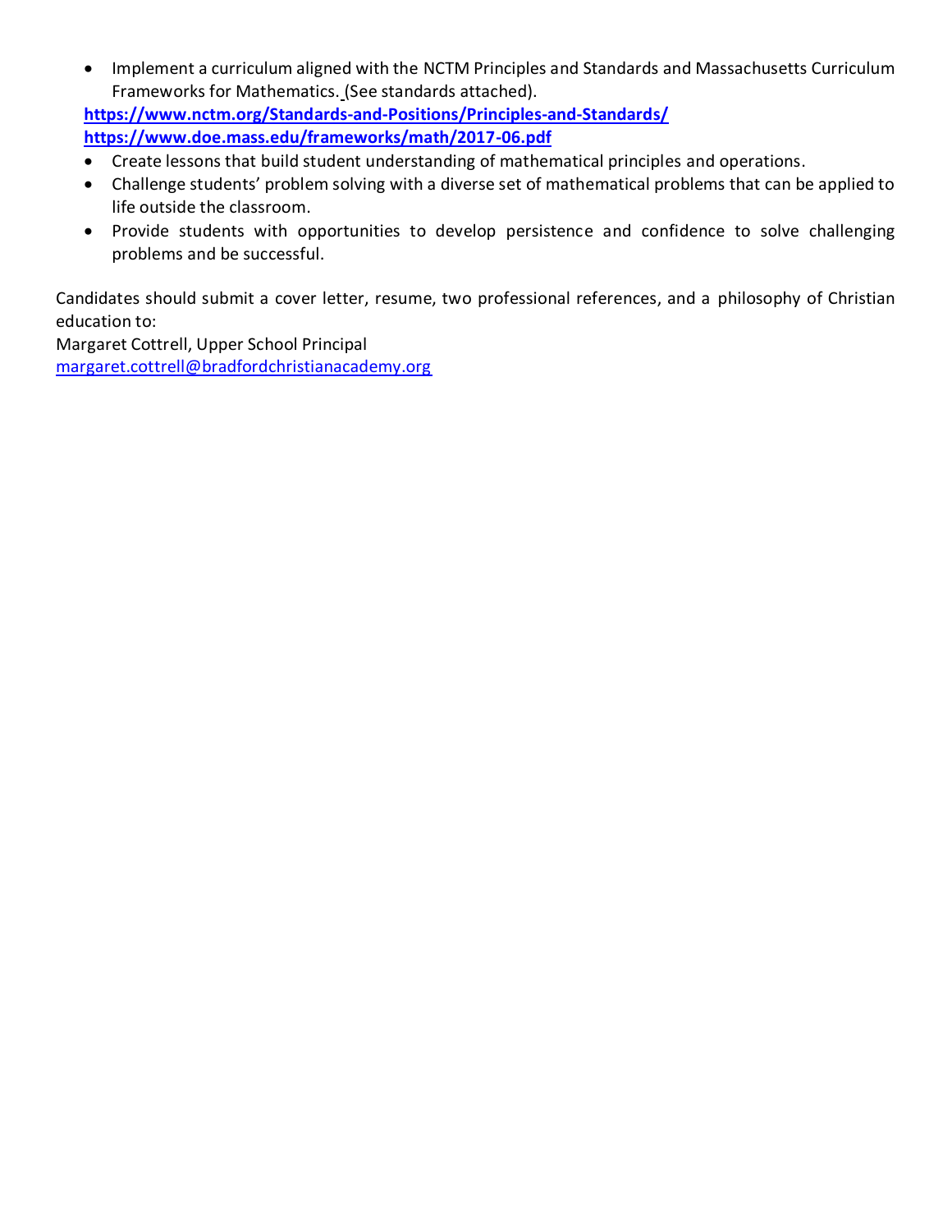- Implement a curriculum aligned with the NCTM Principles and Standards and Massachusetts Curriculum Frameworks for Mathematics. (See standards attached).

**https://www.nctm.org/Standards-and-Positions/Principles-and-Standards/**
**https://www.doe.mass.edu/frameworks/math/2017-06.pdf**

- Create lessons that build student understanding of mathematical principles and operations.
- Challenge students' problem solving with a diverse set of mathematical problems that can be applied to life outside the classroom.
- Provide students with opportunities to develop persistence and confidence to solve challenging problems and be successful.

Candidates should submit a cover letter, resume, two professional references, and a philosophy of Christian education to:
Margaret Cottrell, Upper School Principal
margaret.cottrell@bradfordchristianacademy.org